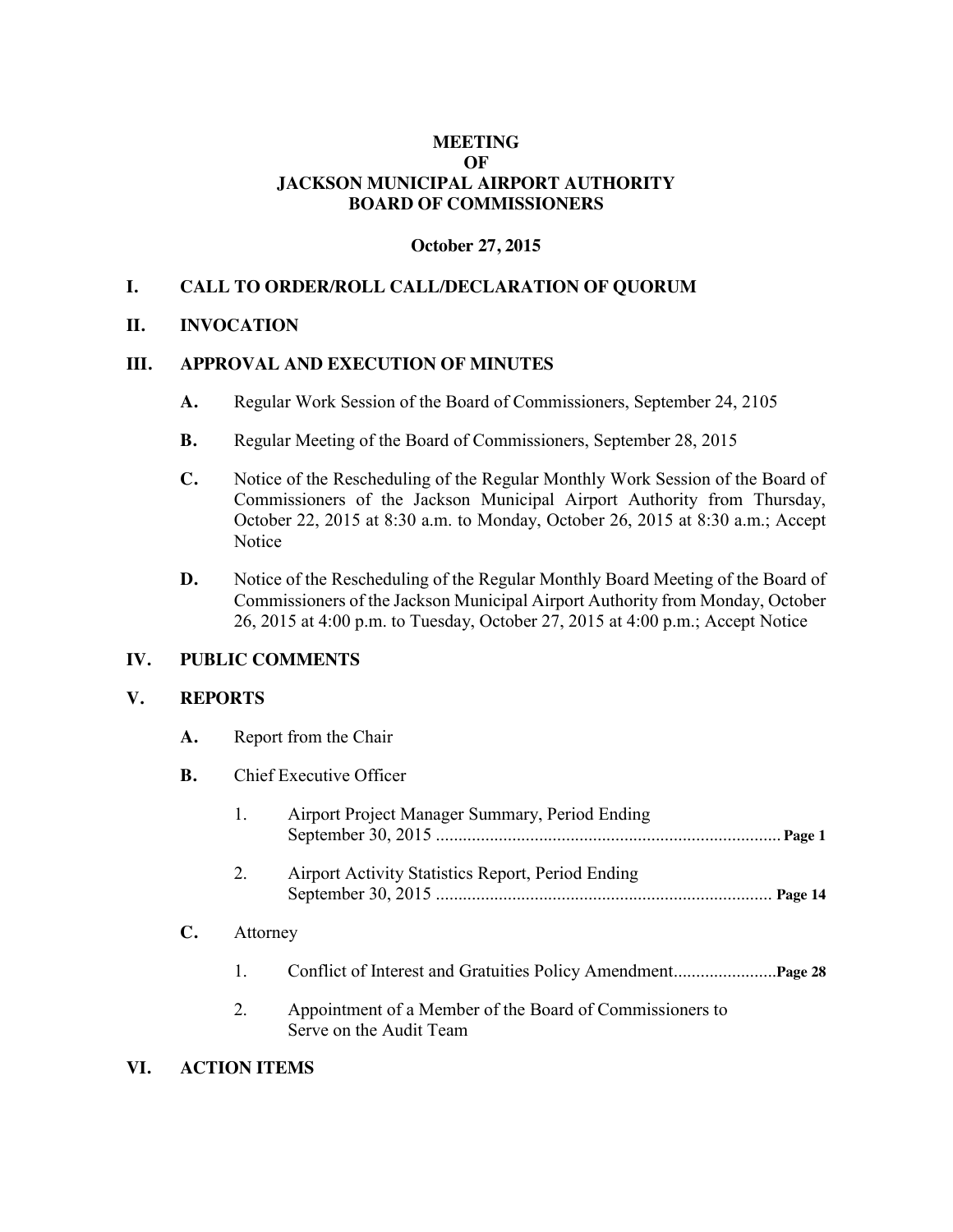# MEETING
# OF
# JACKSON MUNICIPAL AIRPORT AUTHORITY
# BOARD OF COMMISSIONERS

**October 27, 2015**

## I. CALL TO ORDER/ROLL CALL/DECLARATION OF QUORUM

## II. INVOCATION

## III. APPROVAL AND EXECUTION OF MINUTES

**A.** Regular Work Session of the Board of Commissioners, September 24, 2105

**B.** Regular Meeting of the Board of Commissioners, September 28, 2015

**C.** Notice of the Rescheduling of the Regular Monthly Work Session of the Board of Commissioners of the Jackson Municipal Airport Authority from Thursday, October 22, 2015 at 8:30 a.m. to Monday, October 26, 2015 at 8:30 a.m.; Accept Notice

**D.** Notice of the Rescheduling of the Regular Monthly Board Meeting of the Board of Commissioners of the Jackson Municipal Airport Authority from Monday, October 26, 2015 at 4:00 p.m. to Tuesday, October 27, 2015 at 4:00 p.m.; Accept Notice

## IV. PUBLIC COMMENTS

## V. REPORTS

**A.** Report from the Chair

**B.** Chief Executive Officer

1. Airport Project Manager Summary, Period Ending September 30, 2015 ............................................................................ **Page 1**

2. Airport Activity Statistics Report, Period Ending September 30, 2015 .......................................................................... **Page 14**

**C.** Attorney

1. Conflict of Interest and Gratuities Policy Amendment....................... **Page 28**

2. Appointment of a Member of the Board of Commissioners to Serve on the Audit Team

## VI. ACTION ITEMS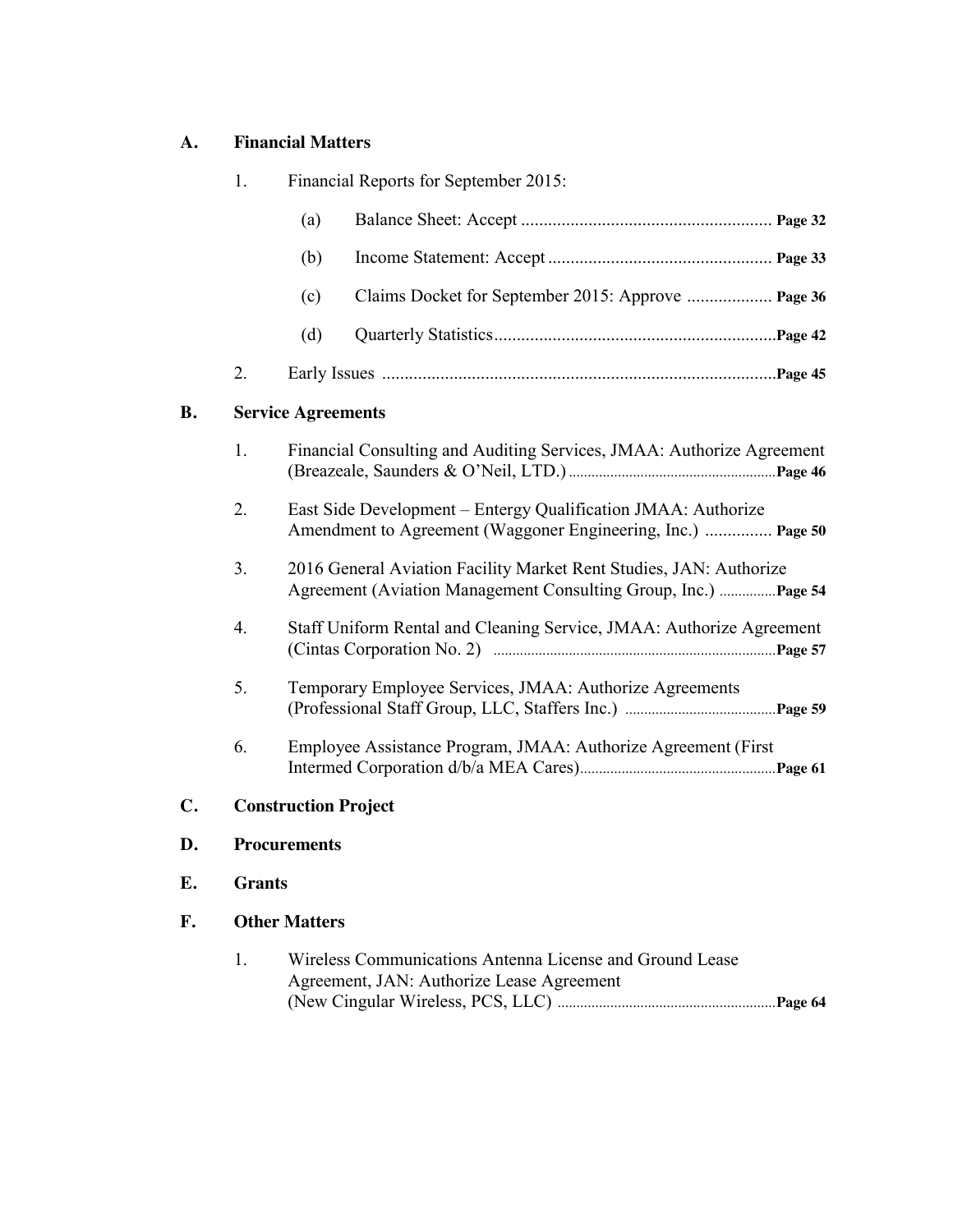## A. Financial Matters

1. Financial Reports for September 2015:
   - (a) Balance Sheet: Accept ........................................................ **Page 32**
   - (b) Income Statement: Accept .................................................. **Page 33**
   - (c) Claims Docket for September 2015: Approve ................... **Page 36**
   - (d) Quarterly Statistics...............................................................**Page 42**
2. Early Issues ........................................................................................**Page 45**

## B. Service Agreements

1. Financial Consulting and Auditing Services, JMAA: Authorize Agreement (Breazeale, Saunders & O'Neil, LTD.).......................................................**Page 46**
2. East Side Development – Entergy Qualification JMAA: Authorize Amendment to Agreement (Waggoner Engineering, Inc.) ............... **Page 50**
3. 2016 General Aviation Facility Market Rent Studies, JAN: Authorize Agreement (Aviation Management Consulting Group, Inc.) ...............**Page 54**
4. Staff Uniform Rental and Cleaning Service, JMAA: Authorize Agreement (Cintas Corporation No. 2) ..........................................................................**Page 57**
5. Temporary Employee Services, JMAA: Authorize Agreements (Professional Staff Group, LLC, Staffers Inc.) ........................................**Page 59**
6. Employee Assistance Program, JMAA: Authorize Agreement (First Intermed Corporation d/b/a MEA Cares)....................................................**Page 61**

## C. Construction Project

## D. Procurements

## E. Grants

## F. Other Matters

1. Wireless Communications Antenna License and Ground Lease Agreement, JAN: Authorize Lease Agreement (New Cingular Wireless, PCS, LLC) ..........................................................**Page 64**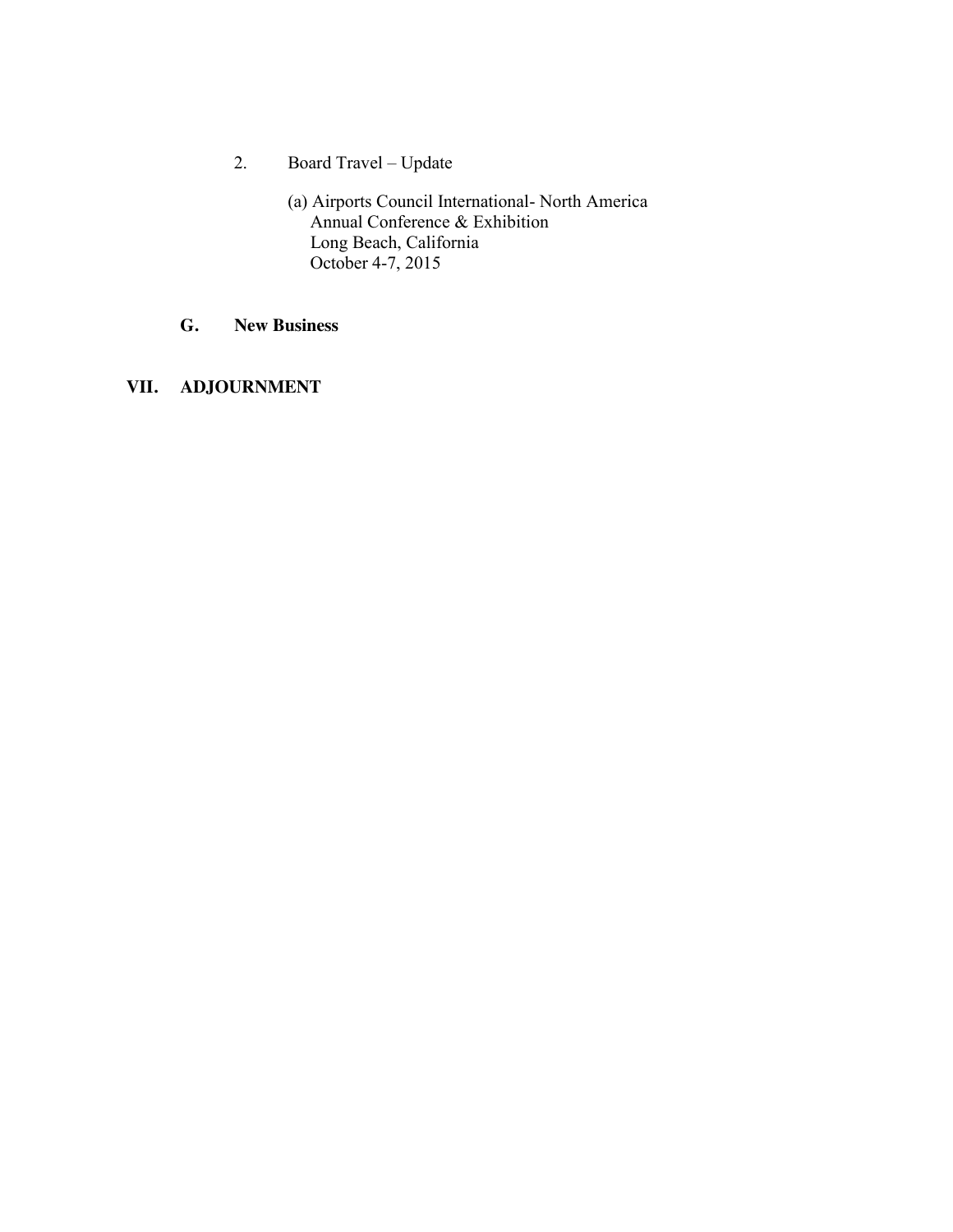2. Board Travel – Update

   (a) Airports Council International- North America
   Annual Conference & Exhibition
   Long Beach, California
   October 4-7, 2015

**G. New Business**

**VII. ADJOURNMENT**